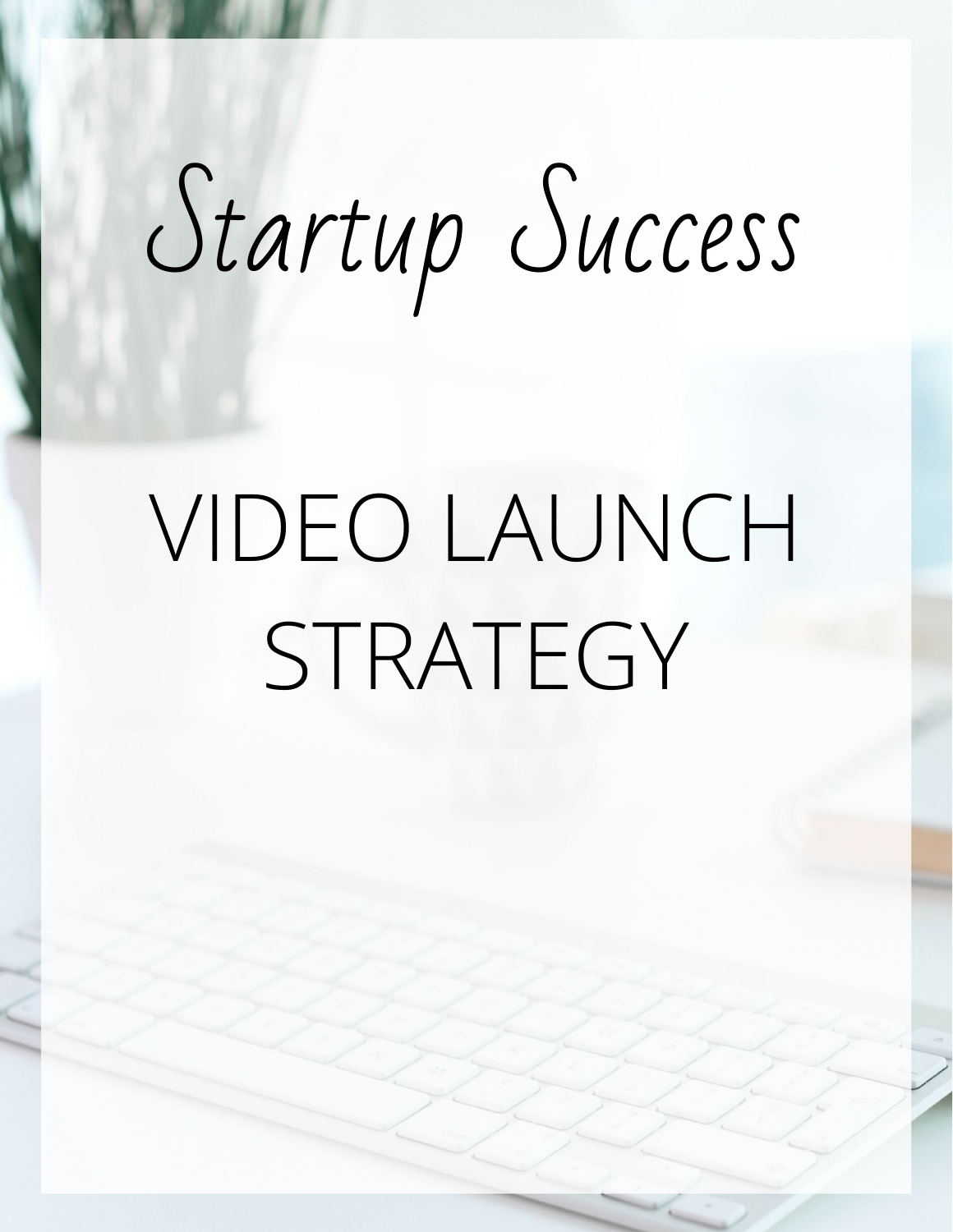# *Startup Success*

## VIDEO LAUNCH STRATEGY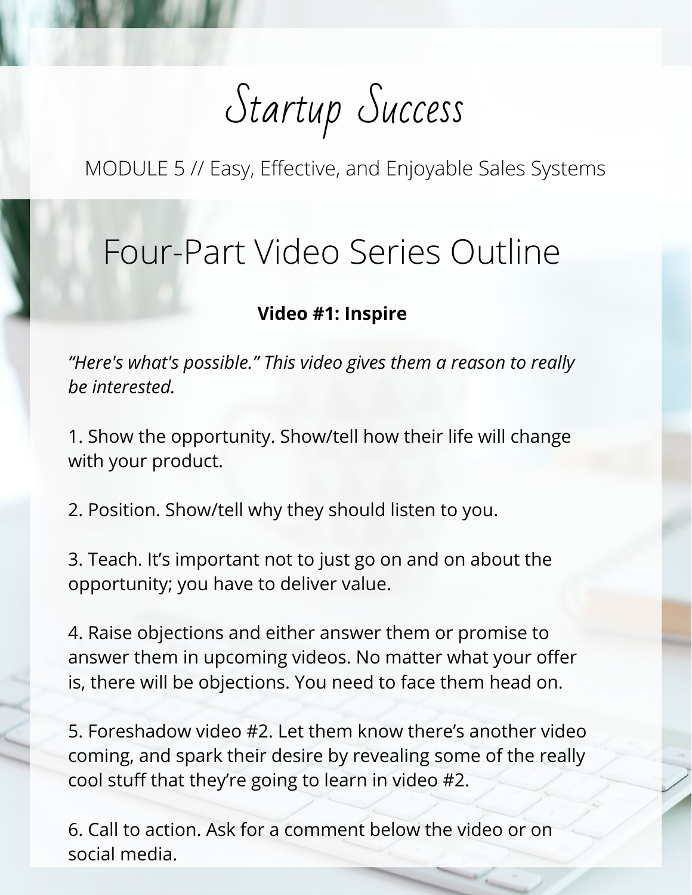# Startup Success

MODULE 5 // Easy, Effective, and Enjoyable Sales Systems

## Four-Part Video Series Outline

**Video #1: Inspire**

*“Here's what's possible.” This video gives them a reason to really be interested.*

1. Show the opportunity. Show/tell how their life will change with your product.

2. Position. Show/tell why they should listen to you.

3. Teach. It’s important not to just go on and on about the opportunity; you have to deliver value.

4. Raise objections and either answer them or promise to answer them in upcoming videos. No matter what your offer is, there will be objections. You need to face them head on.

5. Foreshadow video #2. Let them know there’s another video coming, and spark their desire by revealing some of the really cool stuff that they’re going to learn in video #2.

6. Call to action. Ask for a comment below the video or on social media.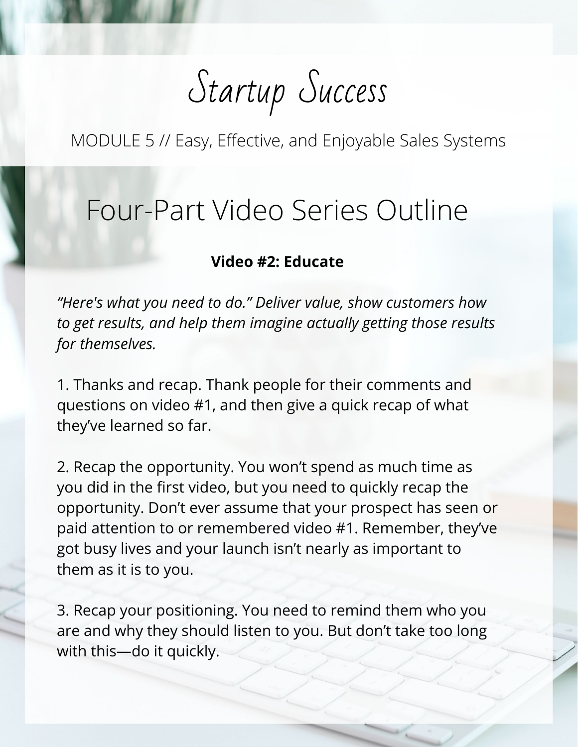# Startup Success

MODULE 5 // Easy, Effective, and Enjoyable Sales Systems

## Four-Part Video Series Outline

**Video #2: Educate**

*"Here's what you need to do." Deliver value, show customers how to get results, and help them imagine actually getting those results for themselves.*

1. Thanks and recap. Thank people for their comments and questions on video #1, and then give a quick recap of what they've learned so far.

2. Recap the opportunity. You won't spend as much time as you did in the first video, but you need to quickly recap the opportunity. Don't ever assume that your prospect has seen or paid attention to or remembered video #1. Remember, they've got busy lives and your launch isn't nearly as important to them as it is to you.

3. Recap your positioning. You need to remind them who you are and why they should listen to you. But don't take too long with this—do it quickly.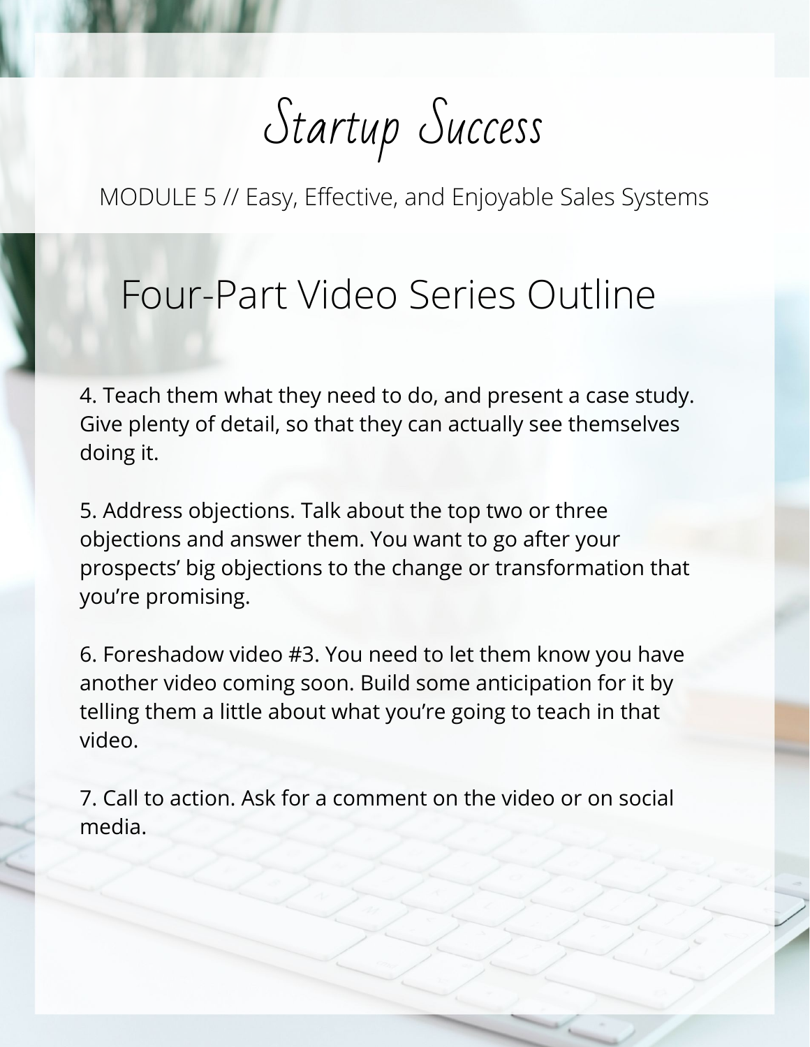# Startup Success

MODULE 5 // Easy, Effective, and Enjoyable Sales Systems

## Four-Part Video Series Outline

4. Teach them what they need to do, and present a case study. Give plenty of detail, so that they can actually see themselves doing it.

5. Address objections. Talk about the top two or three objections and answer them. You want to go after your prospects' big objections to the change or transformation that you're promising.

6. Foreshadow video #3. You need to let them know you have another video coming soon. Build some anticipation for it by telling them a little about what you're going to teach in that video.

7. Call to action. Ask for a comment on the video or on social media.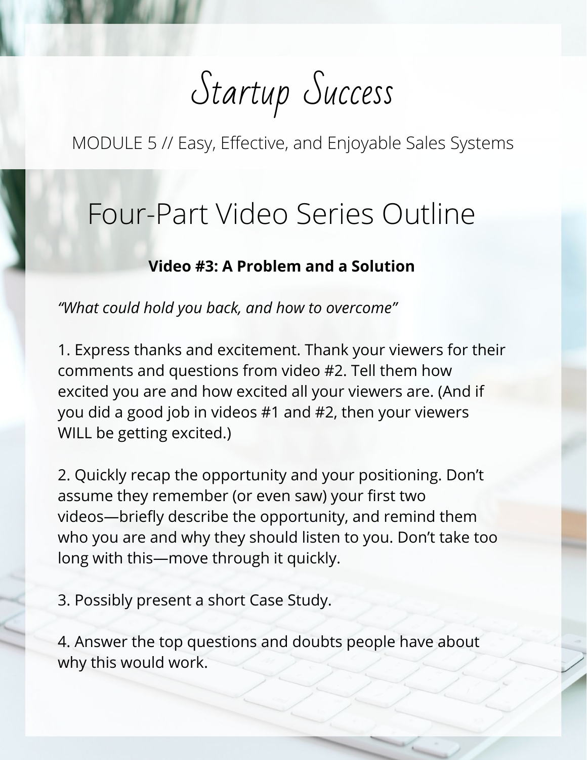# Startup Success

MODULE 5 // Easy, Effective, and Enjoyable Sales Systems

## Four-Part Video Series Outline

**Video #3: A Problem and a Solution**

*"What could hold you back, and how to overcome"*

1. Express thanks and excitement. Thank your viewers for their comments and questions from video #2. Tell them how excited you are and how excited all your viewers are. (And if you did a good job in videos #1 and #2, then your viewers WILL be getting excited.)

2. Quickly recap the opportunity and your positioning. Don't assume they remember (or even saw) your first two videos—briefly describe the opportunity, and remind them who you are and why they should listen to you. Don't take too long with this—move through it quickly.

3. Possibly present a short Case Study.

4. Answer the top questions and doubts people have about why this would work.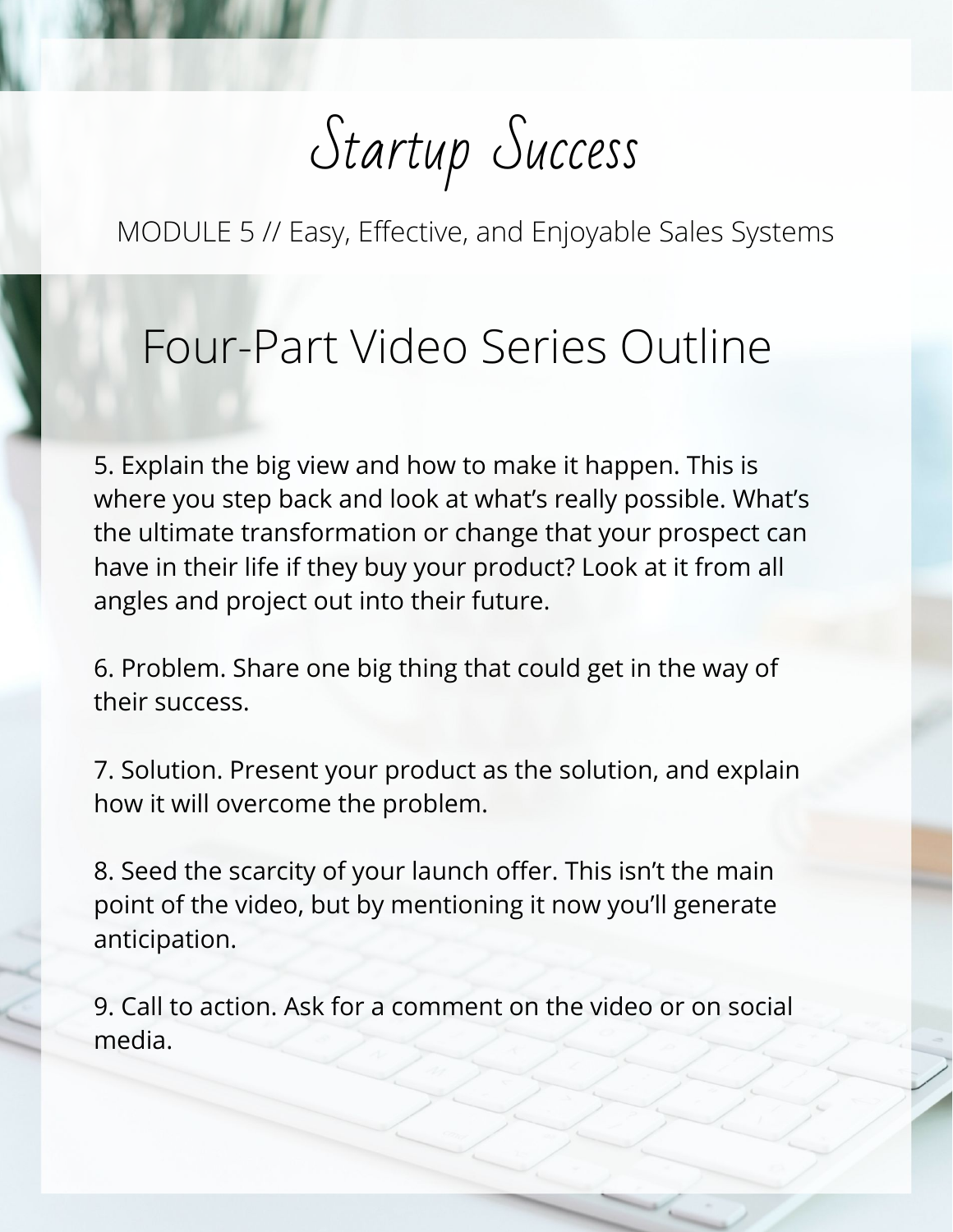## Four-Part Video Series Outline

5. Explain the big view and how to make it happen. This is where you step back and look at what's really possible. What's the ultimate transformation or change that your prospect can have in their life if they buy your product? Look at it from all angles and project out into their future.

6. Problem. Share one big thing that could get in the way of their success.

7. Solution. Present your product as the solution, and explain how it will overcome the problem.

8. Seed the scarcity of your launch offer. This isn't the main point of the video, but by mentioning it now you'll generate anticipation.

9. Call to action. Ask for a comment on the video or on social media.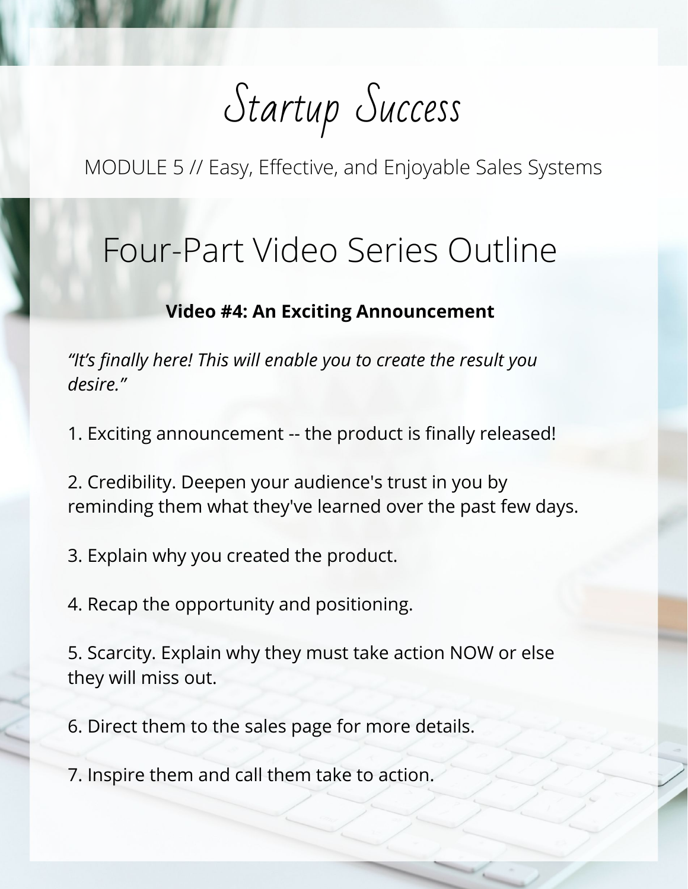# Startup Success

MODULE 5 // Easy, Effective, and Enjoyable Sales Systems

## Four-Part Video Series Outline

**Video #4: An Exciting Announcement**

*"It's finally here! This will enable you to create the result you desire."*

1. Exciting announcement -- the product is finally released!

2. Credibility. Deepen your audience's trust in you by reminding them what they've learned over the past few days.

3. Explain why you created the product.

4. Recap the opportunity and positioning.

5. Scarcity. Explain why they must take action NOW or else they will miss out.

6. Direct them to the sales page for more details.

7. Inspire them and call them take to action.